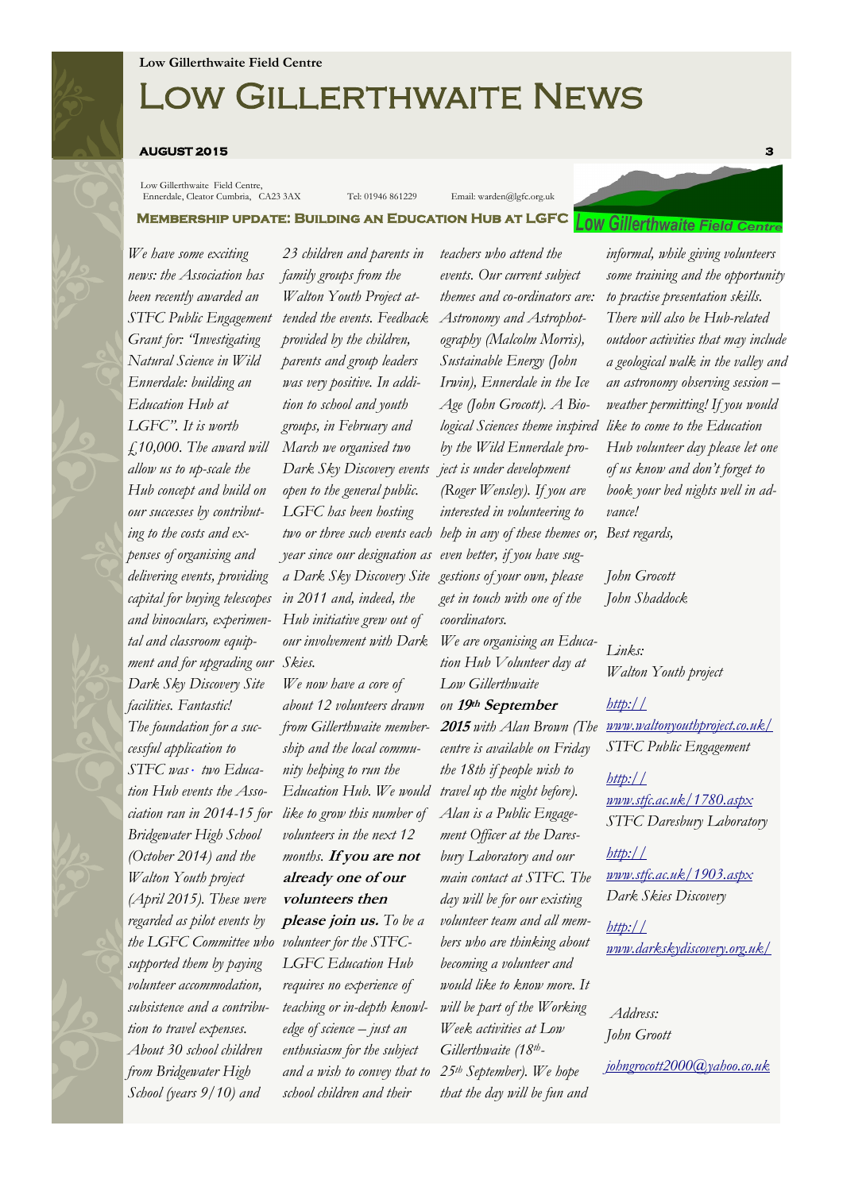Low Gillerthwaite Field Centre

# Low Gillerthwaite News

**AUGUST 2015**

Low Gillerthwaite Field Centre, Ennerdale, Cleator Cumbria, CA23 3AX    Tel: 01946 861229    Email: warden@lgfc.org.uk

Low Gillerthwaite Field Centre

## Membership update: Building an Education Hub at LGFC

*We have some exciting news: the Association has been recently awarded an STFC Public Engagement Grant for: "Investigating Natural Science in Wild Ennerdale: building an Education Hub at LGFC". It is worth £10,000. The award will allow us to up-scale the Hub concept and build on our successes by contributing to the costs and expenses of organising and delivering events, providing capital for buying telescopes and binoculars, experimental and classroom equipment and for upgrading our Dark Sky Discovery Site facilities. Fantastic!*

*The foundation for a successful application to STFC was two Education Hub events the Association ran in 2014-15 for Bridgewater High School (October 2014) and the Walton Youth project (April 2015). These were regarded as pilot events by the LGFC Committee who supported them by paying volunteer accommodation, subsistence and a contribution to travel expenses. About 30 school children from Bridgewater High School (years 9/10) and 23 children and parents in family groups from the Walton Youth Project attended the events. Feedback provided by the children, parents and group leaders was very positive. In addition to school and youth groups, in February and March we organised two Dark Sky Discovery events open to the general public. LGFC has been hosting two or three such events each year since our designation as a Dark Sky Discovery Site in 2011 and, indeed, the Hub initiative grew out of our involvement with Dark Skies.*

*We now have a core of about 12 volunteers drawn from Gillerthwaite membership and the local community helping to run the Education Hub. We would like to grow this number of volunteers in the next 12 months.* ***If you are not already one of our volunteers then please join us.*** *To be a volunteer for the STFC-LGFC Education Hub requires no experience of teaching or in-depth knowledge of science – just an enthusiasm for the subject and a wish to convey that to school children and their teachers who attend the events. Our current subject themes and co-ordinators are: Astronomy and Astrophotography (Malcolm Morris), Sustainable Energy (John Irwin), Ennerdale in the Ice Age (John Grocott). A Biological Sciences theme inspired by the Wild Ennerdale project is under development (Roger Wensley). If you are interested in volunteering to help in any of these themes or, even better, if you have suggestions of your own, please get in touch with one of the coordinators.*

*We are organising an Education Hub Volunteer day at Low Gillerthwaite on* ***19th September 2015*** *with Alan Brown (The centre is available on Friday the 18th if people wish to travel up the night before). Alan is a Public Engagement Officer at the Daresbury Laboratory and our main contact at STFC. The day will be for our existing volunteer team and all members who are thinking about becoming a volunteer and would like to know more. It will be part of the Working Week activities at Low Gillerthwaite (18th-25th September). We hope that the day will be fun and informal, while giving volunteers some training and the opportunity to practise presentation skills. There will also be Hub-related outdoor activities that may include a geological walk in the valley and an astronomy observing session – weather permitting! If you would like to come to the Education Hub volunteer day please let one of us know and don't forget to book your bed nights well in advance!*

*Best regards,*

*John Grocott*
*John Shaddock*

*Links:*

*Walton Youth project*
http://www.waltonyouthproject.co.uk/

*STFC Public Engagement*
http://www.stfc.ac.uk/1780.aspx

*STFC Daresbury Laboratory*
http://www.stfc.ac.uk/1903.aspx

*Dark Skies Discovery*
http://www.darkskydiscovery.org.uk/

*Address:*
*John Groott*
johngrocott2000@yahoo.co.uk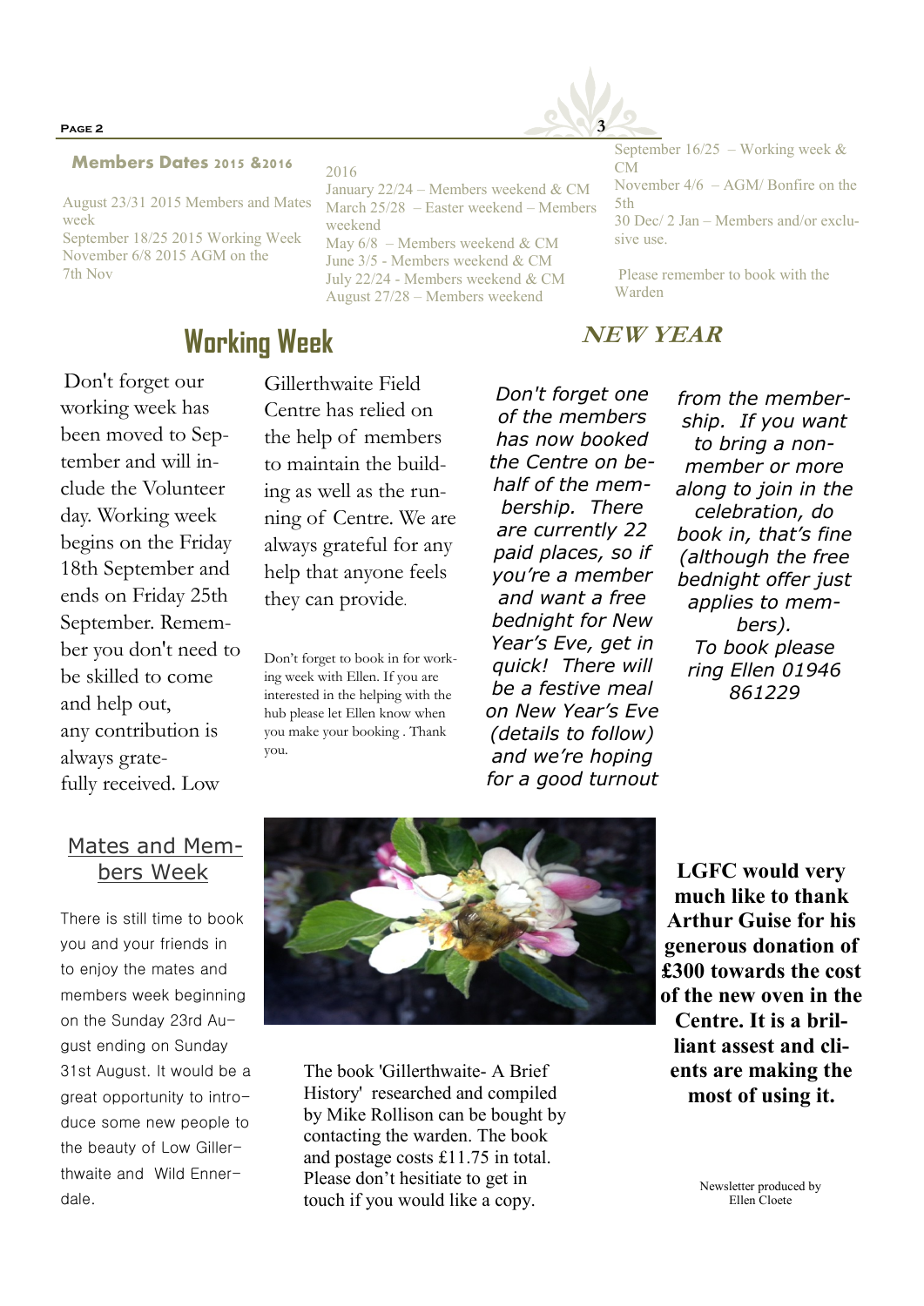## Members Dates 2015 &2016

August 23/31 2015 Members and Mates week
September 18/25 2015 Working Week
November 6/8 2015 AGM on the 7th Nov

2016
January 22/24 – Members weekend & CM
March 25/28 – Easter weekend – Members weekend
May 6/8 – Members weekend & CM
June 3/5 - Members weekend & CM
July 22/24 - Members weekend & CM
August 27/28 – Members weekend
September 16/25 – Working week & CM
November 4/6 – AGM/ Bonfire on the 5th
30 Dec/ 2 Jan – Members and/or exclusive use.

Please remember to book with the Warden

## Working Week

Don't forget our working week has been moved to September and will include the Volunteer day. Working week begins on the Friday 18th September and ends on Friday 25th September. Remember you don't need to be skilled to come and help out, any contribution is always gratefully received. Low Gillerthwaite Field Centre has relied on the help of members to maintain the building as well as the running of Centre. We are always grateful for any help that anyone feels they can provide.

Don't forget to book in for working week with Ellen. If you are interested in the helping with the hub please let Ellen know when you make your booking . Thank you.

## NEW YEAR

*Don't forget one of the members has now booked the Centre on behalf of the membership. There are currently 22 paid places, so if you're a member and want a free bednight for New Year's Eve, get in quick! There will be a festive meal on New Year's Eve (details to follow) and we're hoping for a good turnout from the membership. If you want to bring a non-member or more along to join in the celebration, do book in, that's fine (although the free bednight offer just applies to members). To book please ring Ellen 01946 861229*

### Mates and Members Week

There is still time to book you and your friends in to enjoy the mates and members week beginning on the Sunday 23rd August ending on Sunday 31st August. It would be a great opportunity to introduce some new people to the beauty of Low Gillerthwaite and Wild Ennerdale.

The book 'Gillerthwaite- A Brief History' researched and compiled by Mike Rollison can be bought by contacting the warden. The book and postage costs £11.75 in total. Please don't hesitiate to get in touch if you would like a copy.

**LGFC would very much like to thank Arthur Guise for his generous donation of £300 towards the cost of the new oven in the Centre. It is a brilliant assest and clients are making the most of using it.**

Newsletter produced by Ellen Cloete